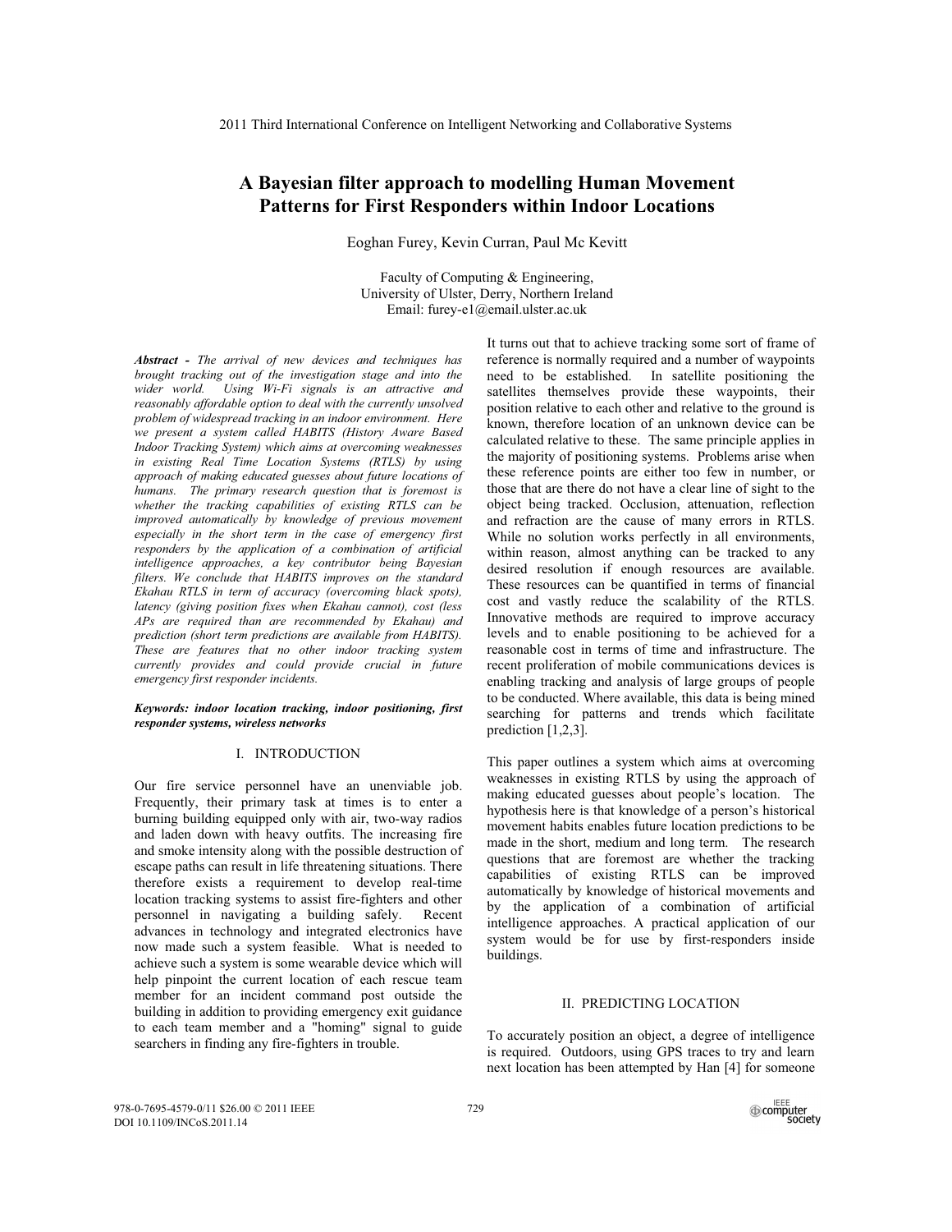# A Bayesian filter approach to modelling Human Movement Patterns for First Responders within Indoor Locations

Eoghan Furey, Kevin Curran, Paul Mc Kevitt

Faculty of Computing & Engineering,
University of Ulster, Derry, Northern Ireland
Email: furey-e1@email.ulster.ac.uk

***Abstract** - The arrival of new devices and techniques has brought tracking out of the investigation stage and into the wider world. Using Wi-Fi signals is an attractive and reasonably affordable option to deal with the currently unsolved problem of widespread tracking in an indoor environment. Here we present a system called HABITS (History Aware Based Indoor Tracking System) which aims at overcoming weaknesses in existing Real Time Location Systems (RTLS) by using approach of making educated guesses about future locations of humans. The primary research question that is foremost is whether the tracking capabilities of existing RTLS can be improved automatically by knowledge of previous movement especially in the short term in the case of emergency first responders by the application of a combination of artificial intelligence approaches, a key contributor being Bayesian filters. We conclude that HABITS improves on the standard Ekahau RTLS in term of accuracy (overcoming black spots), latency (giving position fixes when Ekahau cannot), cost (less APs are required than are recommended by Ekahau) and prediction (short term predictions are available from HABITS). These are features that no other indoor tracking system currently provides and could provide crucial in future emergency first responder incidents.*

***Keywords: indoor location tracking, indoor positioning, first responder systems, wireless networks***

## I. INTRODUCTION

Our fire service personnel have an unenviable job. Frequently, their primary task at times is to enter a burning building equipped only with air, two-way radios and laden down with heavy outfits. The increasing fire and smoke intensity along with the possible destruction of escape paths can result in life threatening situations. There therefore exists a requirement to develop real-time location tracking systems to assist fire-fighters and other personnel in navigating a building safely. Recent advances in technology and integrated electronics have now made such a system feasible. What is needed to achieve such a system is some wearable device which will help pinpoint the current location of each rescue team member for an incident command post outside the building in addition to providing emergency exit guidance to each team member and a "homing" signal to guide searchers in finding any fire-fighters in trouble.

It turns out that to achieve tracking some sort of frame of reference is normally required and a number of waypoints need to be established. In satellite positioning the satellites themselves provide these waypoints, their position relative to each other and relative to the ground is known, therefore location of an unknown device can be calculated relative to these. The same principle applies in the majority of positioning systems. Problems arise when these reference points are either too few in number, or those that are there do not have a clear line of sight to the object being tracked. Occlusion, attenuation, reflection and refraction are the cause of many errors in RTLS. While no solution works perfectly in all environments, within reason, almost anything can be tracked to any desired resolution if enough resources are available. These resources can be quantified in terms of financial cost and vastly reduce the scalability of the RTLS. Innovative methods are required to improve accuracy levels and to enable positioning to be achieved for a reasonable cost in terms of time and infrastructure. The recent proliferation of mobile communications devices is enabling tracking and analysis of large groups of people to be conducted. Where available, this data is being mined searching for patterns and trends which facilitate prediction [1,2,3].

This paper outlines a system which aims at overcoming weaknesses in existing RTLS by using the approach of making educated guesses about people's location. The hypothesis here is that knowledge of a person's historical movement habits enables future location predictions to be made in the short, medium and long term. The research questions that are foremost are whether the tracking capabilities of existing RTLS can be improved automatically by knowledge of historical movements and by the application of a combination of artificial intelligence approaches. A practical application of our system would be for use by first-responders inside buildings.

## II. PREDICTING LOCATION

To accurately position an object, a degree of intelligence is required. Outdoors, using GPS traces to try and learn next location has been attempted by Han [4] for someone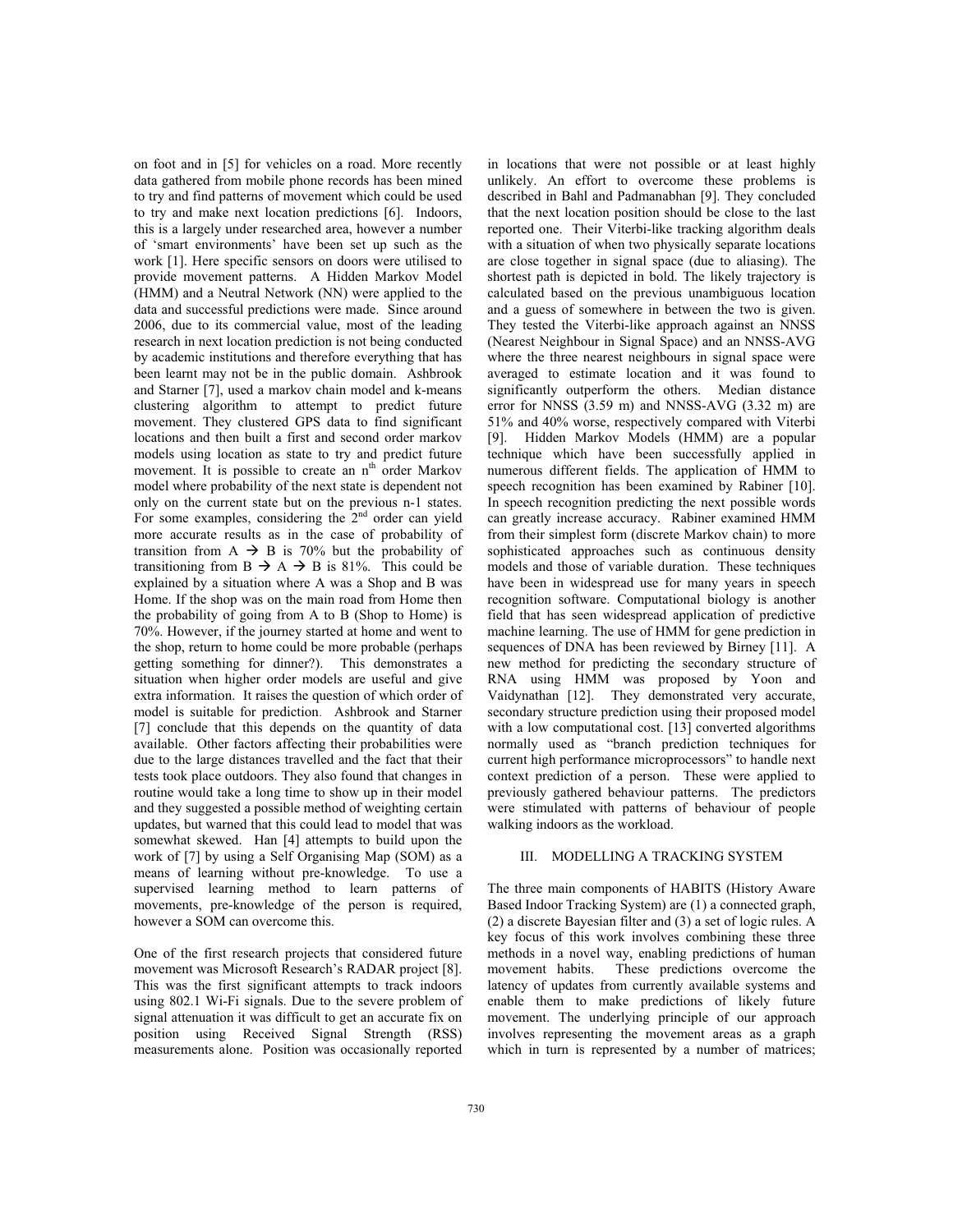on foot and in [5] for vehicles on a road. More recently data gathered from mobile phone records has been mined to try and find patterns of movement which could be used to try and make next location predictions [6]. Indoors, this is a largely under researched area, however a number of 'smart environments' have been set up such as the work [1]. Here specific sensors on doors were utilised to provide movement patterns. A Hidden Markov Model (HMM) and a Neutral Network (NN) were applied to the data and successful predictions were made. Since around 2006, due to its commercial value, most of the leading research in next location prediction is not being conducted by academic institutions and therefore everything that has been learnt may not be in the public domain. Ashbrook and Starner [7], used a markov chain model and k-means clustering algorithm to attempt to predict future movement. They clustered GPS data to find significant locations and then built a first and second order markov models using location as state to try and predict future movement. It is possible to create an $n^{th}$ order Markov model where probability of the next state is dependent not only on the current state but on the previous n-1 states. For some examples, considering the $2^{nd}$ order can yield more accurate results as in the case of probability of transition from A $\rightarrow$ B is 70% but the probability of transitioning from B $\rightarrow$ A $\rightarrow$ B is 81%. This could be explained by a situation where A was a Shop and B was Home. If the shop was on the main road from Home then the probability of going from A to B (Shop to Home) is 70%. However, if the journey started at home and went to the shop, return to home could be more probable (perhaps getting something for dinner?). This demonstrates a situation when higher order models are useful and give extra information. It raises the question of which order of model is suitable for prediction. Ashbrook and Starner [7] conclude that this depends on the quantity of data available. Other factors affecting their probabilities were due to the large distances travelled and the fact that their tests took place outdoors. They also found that changes in routine would take a long time to show up in their model and they suggested a possible method of weighting certain updates, but warned that this could lead to model that was somewhat skewed. Han [4] attempts to build upon the work of [7] by using a Self Organising Map (SOM) as a means of learning without pre-knowledge. To use a supervised learning method to learn patterns of movements, pre-knowledge of the person is required, however a SOM can overcome this.

One of the first research projects that considered future movement was Microsoft Research's RADAR project [8]. This was the first significant attempts to track indoors using 802.1 Wi-Fi signals. Due to the severe problem of signal attenuation it was difficult to get an accurate fix on position using Received Signal Strength (RSS) measurements alone. Position was occasionally reported in locations that were not possible or at least highly unlikely. An effort to overcome these problems is described in Bahl and Padmanabhan [9]. They concluded that the next location position should be close to the last reported one. Their Viterbi-like tracking algorithm deals with a situation of when two physically separate locations are close together in signal space (due to aliasing). The shortest path is depicted in bold. The likely trajectory is calculated based on the previous unambiguous location and a guess of somewhere in between the two is given. They tested the Viterbi-like approach against an NNSS (Nearest Neighbour in Signal Space) and an NNSS-AVG where the three nearest neighbours in signal space were averaged to estimate location and it was found to significantly outperform the others. Median distance error for NNSS (3.59 m) and NNSS-AVG (3.32 m) are 51% and 40% worse, respectively compared with Viterbi [9]. Hidden Markov Models (HMM) are a popular technique which have been successfully applied in numerous different fields. The application of HMM to speech recognition has been examined by Rabiner [10]. In speech recognition predicting the next possible words can greatly increase accuracy. Rabiner examined HMM from their simplest form (discrete Markov chain) to more sophisticated approaches such as continuous density models and those of variable duration. These techniques have been in widespread use for many years in speech recognition software. Computational biology is another field that has seen widespread application of predictive machine learning. The use of HMM for gene prediction in sequences of DNA has been reviewed by Birney [11]. A new method for predicting the secondary structure of RNA using HMM was proposed by Yoon and Vaidynathan [12]. They demonstrated very accurate, secondary structure prediction using their proposed model with a low computational cost. [13] converted algorithms normally used as "branch prediction techniques for current high performance microprocessors" to handle next context prediction of a person. These were applied to previously gathered behaviour patterns. The predictors were stimulated with patterns of behaviour of people walking indoors as the workload.

## III. MODELLING A TRACKING SYSTEM

The three main components of HABITS (History Aware Based Indoor Tracking System) are (1) a connected graph, (2) a discrete Bayesian filter and (3) a set of logic rules. A key focus of this work involves combining these three methods in a novel way, enabling predictions of human movement habits. These predictions overcome the latency of updates from currently available systems and enable them to make predictions of likely future movement. The underlying principle of our approach involves representing the movement areas as a graph which in turn is represented by a number of matrices;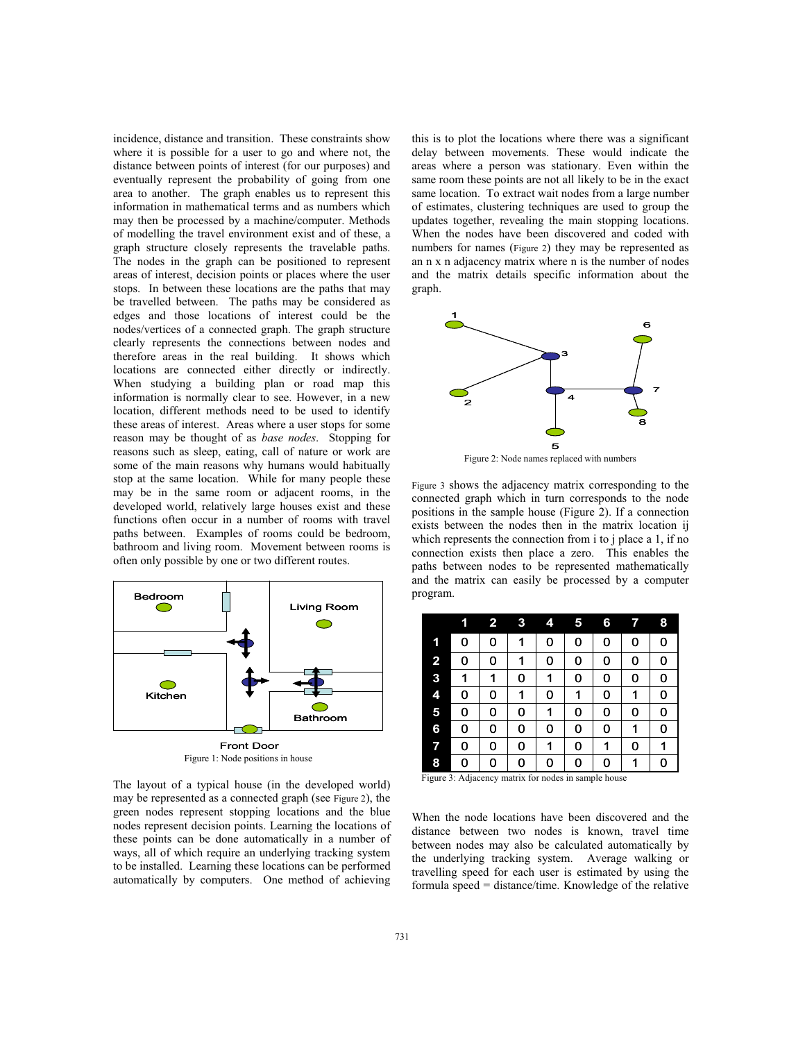incidence, distance and transition. These constraints show where it is possible for a user to go and where not, the distance between points of interest (for our purposes) and eventually represent the probability of going from one area to another. The graph enables us to represent this information in mathematical terms and as numbers which may then be processed by a machine/computer. Methods of modelling the travel environment exist and of these, a graph structure closely represents the travelable paths. The nodes in the graph can be positioned to represent areas of interest, decision points or places where the user stops. In between these locations are the paths that may be travelled between. The paths may be considered as edges and those locations of interest could be the nodes/vertices of a connected graph. The graph structure clearly represents the connections between nodes and therefore areas in the real building. It shows which locations are connected either directly or indirectly. When studying a building plan or road map this information is normally clear to see. However, in a new location, different methods need to be used to identify these areas of interest. Areas where a user stops for some reason may be thought of as *base nodes*. Stopping for reasons such as sleep, eating, call of nature or work are some of the main reasons why humans would habitually stop at the same location. While for many people these may be in the same room or adjacent rooms, in the developed world, relatively large houses exist and these functions often occur in a number of rooms with travel paths between. Examples of rooms could be bedroom, bathroom and living room. Movement between rooms is often only possible by one or two different routes.

Bedroom

Living Room

Kitchen

Bathroom

Front Door

Figure 1: Node positions in house

The layout of a typical house (in the developed world) may be represented as a connected graph (see Figure 2), the green nodes represent stopping locations and the blue nodes represent decision points. Learning the locations of these points can be done automatically in a number of ways, all of which require an underlying tracking system to be installed. Learning these locations can be performed automatically by computers. One method of achieving this is to plot the locations where there was a significant delay between movements. These would indicate the areas where a person was stationary. Even within the same room these points are not all likely to be in the exact same location. To extract wait nodes from a large number of estimates, clustering techniques are used to group the updates together, revealing the main stopping locations. When the nodes have been discovered and coded with numbers for names (Figure 2) they may be represented as an n x n adjacency matrix where n is the number of nodes and the matrix details specific information about the graph.

1

6

3

7

2

4

8

5

Figure 2: Node names replaced with numbers

Figure 3 shows the adjacency matrix corresponding to the connected graph which in turn corresponds to the node positions in the sample house (Figure 2). If a connection exists between the nodes then in the matrix location ij which represents the connection from i to j place a 1, if no connection exists then place a zero. This enables the paths between nodes to be represented mathematically and the matrix can easily be processed by a computer program.

| | 1 | 2 | 3 | 4 | 5 | 6 | 7 | 8 |
|---|---|---|---|---|---|---|---|---|
| 1 | 0 | 0 | 1 | 0 | 0 | 0 | 0 | 0 |
| 2 | 0 | 0 | 1 | 0 | 0 | 0 | 0 | 0 |
| 3 | 1 | 1 | 0 | 1 | 0 | 0 | 0 | 0 |
| 4 | 0 | 0 | 1 | 0 | 1 | 0 | 1 | 0 |
| 5 | 0 | 0 | 0 | 1 | 0 | 0 | 0 | 0 |
| 6 | 0 | 0 | 0 | 0 | 0 | 0 | 1 | 0 |
| 7 | 0 | 0 | 0 | 1 | 0 | 1 | 0 | 1 |
| 8 | 0 | 0 | 0 | 0 | 0 | 0 | 1 | 0 |

Figure 3: Adjacency matrix for nodes in sample house

When the node locations have been discovered and the distance between two nodes is known, travel time between nodes may also be calculated automatically by the underlying tracking system. Average walking or travelling speed for each user is estimated by using the formula speed = distance/time. Knowledge of the relative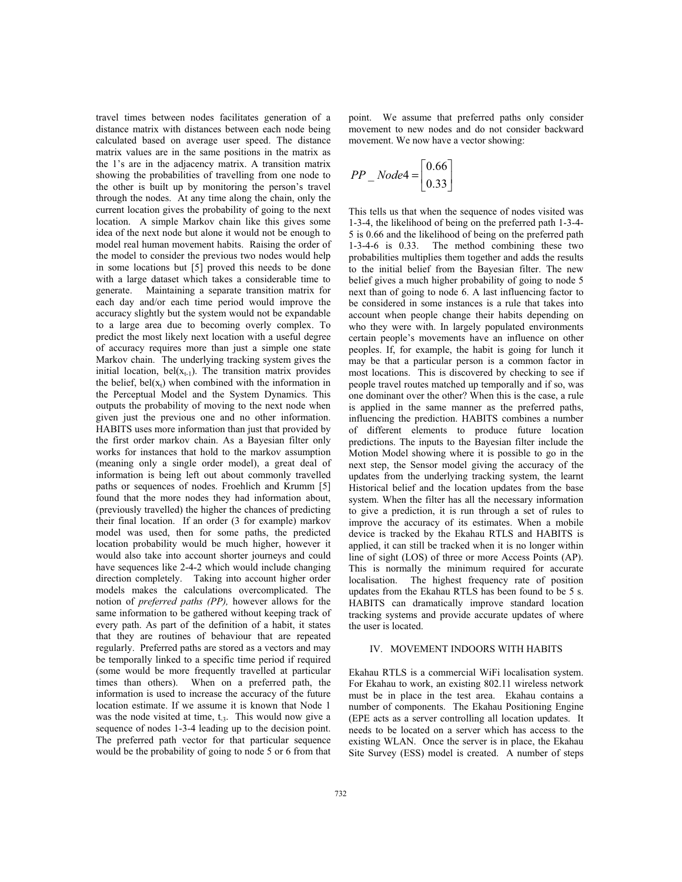travel times between nodes facilitates generation of a distance matrix with distances between each node being calculated based on average user speed. The distance matrix values are in the same positions in the matrix as the 1's are in the adjacency matrix. A transition matrix showing the probabilities of travelling from one node to the other is built up by monitoring the person's travel through the nodes. At any time along the chain, only the current location gives the probability of going to the next location. A simple Markov chain like this gives some idea of the next node but alone it would not be enough to model real human movement habits. Raising the order of the model to consider the previous two nodes would help in some locations but [5] proved this needs to be done with a large dataset which takes a considerable time to generate. Maintaining a separate transition matrix for each day and/or each time period would improve the accuracy slightly but the system would not be expandable to a large area due to becoming overly complex. To predict the most likely next location with a useful degree of accuracy requires more than just a simple one state Markov chain. The underlying tracking system gives the initial location, $bel(x_{t-1})$. The transition matrix provides the belief, $bel(x_t)$ when combined with the information in the Perceptual Model and the System Dynamics. This outputs the probability of moving to the next node when given just the previous one and no other information. HABITS uses more information than just that provided by the first order markov chain. As a Bayesian filter only works for instances that hold to the markov assumption (meaning only a single order model), a great deal of information is being left out about commonly travelled paths or sequences of nodes. Froehlich and Krumm [5] found that the more nodes they had information about, (previously travelled) the higher the chances of predicting their final location. If an order (3 for example) markov model was used, then for some paths, the predicted location probability would be much higher, however it would also take into account shorter journeys and could have sequences like 2-4-2 which would include changing direction completely. Taking into account higher order models makes the calculations overcomplicated. The notion of *preferred paths (PP),* however allows for the same information to be gathered without keeping track of every path. As part of the definition of a habit, it states that they are routines of behaviour that are repeated regularly. Preferred paths are stored as a vectors and may be temporally linked to a specific time period if required (some would be more frequently travelled at particular times than others). When on a preferred path, the information is used to increase the accuracy of the future location estimate. If we assume it is known that Node 1 was the node visited at time, $t_{-3}$. This would now give a sequence of nodes 1-3-4 leading up to the decision point. The preferred path vector for that particular sequence would be the probability of going to node 5 or 6 from that point. We assume that preferred paths only consider movement to new nodes and do not consider backward movement. We now have a vector showing:

$$PP\_Node4 = \begin{bmatrix} 0.66 \\ 0.33 \end{bmatrix}$$

This tells us that when the sequence of nodes visited was 1-3-4, the likelihood of being on the preferred path 1-3-4-5 is 0.66 and the likelihood of being on the preferred path 1-3-4-6 is 0.33. The method combining these two probabilities multiplies them together and adds the results to the initial belief from the Bayesian filter. The new belief gives a much higher probability of going to node 5 next than of going to node 6. A last influencing factor to be considered in some instances is a rule that takes into account when people change their habits depending on who they were with. In largely populated environments certain people's movements have an influence on other peoples. If, for example, the habit is going for lunch it may be that a particular person is a common factor in most locations. This is discovered by checking to see if people travel routes matched up temporally and if so, was one dominant over the other? When this is the case, a rule is applied in the same manner as the preferred paths, influencing the prediction. HABITS combines a number of different elements to produce future location predictions. The inputs to the Bayesian filter include the Motion Model showing where it is possible to go in the next step, the Sensor model giving the accuracy of the updates from the underlying tracking system, the learnt Historical belief and the location updates from the base system. When the filter has all the necessary information to give a prediction, it is run through a set of rules to improve the accuracy of its estimates. When a mobile device is tracked by the Ekahau RTLS and HABITS is applied, it can still be tracked when it is no longer within line of sight (LOS) of three or more Access Points (AP). This is normally the minimum required for accurate localisation. The highest frequency rate of position updates from the Ekahau RTLS has been found to be 5 s. HABITS can dramatically improve standard location tracking systems and provide accurate updates of where the user is located.

## IV. MOVEMENT INDOORS WITH HABITS

Ekahau RTLS is a commercial WiFi localisation system. For Ekahau to work, an existing 802.11 wireless network must be in place in the test area. Ekahau contains a number of components. The Ekahau Positioning Engine (EPE acts as a server controlling all location updates. It needs to be located on a server which has access to the existing WLAN. Once the server is in place, the Ekahau Site Survey (ESS) model is created. A number of steps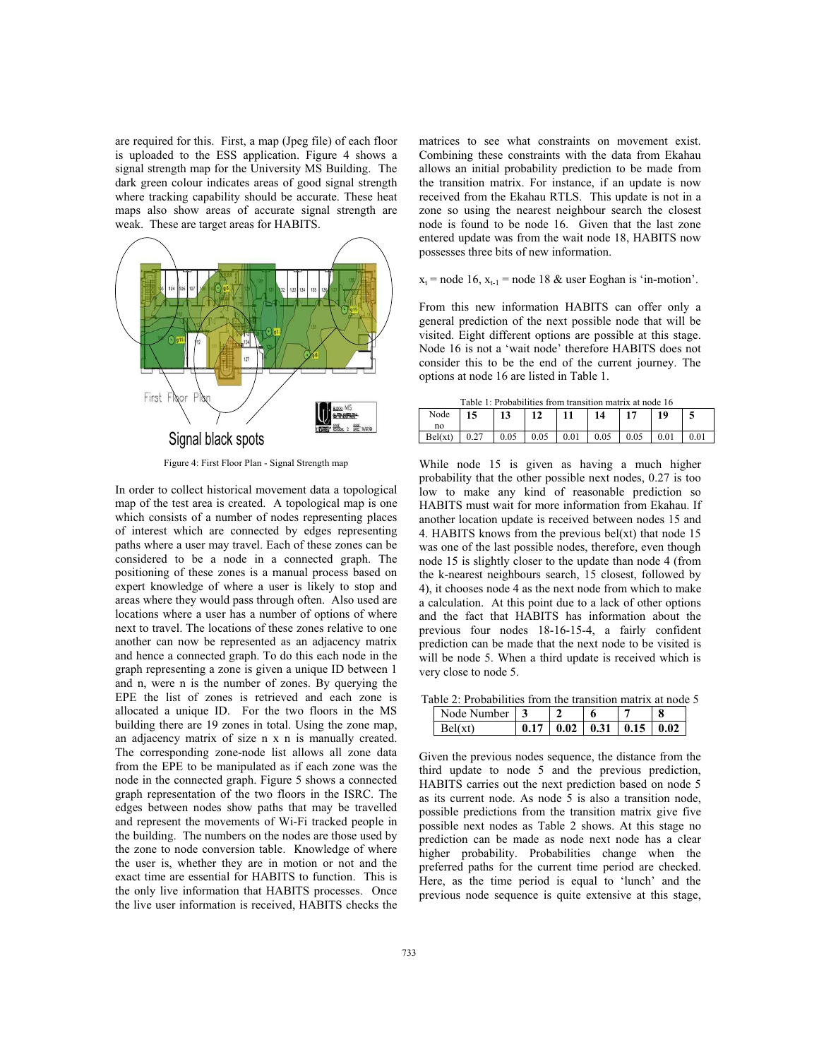are required for this. First, a map (Jpeg file) of each floor is uploaded to the ESS application. Figure 4 shows a signal strength map for the University MS Building. The dark green colour indicates areas of good signal strength where tracking capability should be accurate. These heat maps also show areas of accurate signal strength are weak. These are target areas for HABITS.

Figure 4: First Floor Plan - Signal Strength map

In order to collect historical movement data a topological map of the test area is created. A topological map is one which consists of a number of nodes representing places of interest which are connected by edges representing paths where a user may travel. Each of these zones can be considered to be a node in a connected graph. The positioning of these zones is a manual process based on expert knowledge of where a user is likely to stop and areas where they would pass through often. Also used are locations where a user has a number of options of where next to travel. The locations of these zones relative to one another can now be represented as an adjacency matrix and hence a connected graph. To do this each node in the graph representing a zone is given a unique ID between 1 and n, were n is the number of zones. By querying the EPE the list of zones is retrieved and each zone is allocated a unique ID. For the two floors in the MS building there are 19 zones in total. Using the zone map, an adjacency matrix of size n x n is manually created. The corresponding zone-node list allows all zone data from the EPE to be manipulated as if each zone was the node in the connected graph. Figure 5 shows a connected graph representation of the two floors in the ISRC. The edges between nodes show paths that may be travelled and represent the movements of Wi-Fi tracked people in the building. The numbers on the nodes are those used by the zone to node conversion table. Knowledge of where the user is, whether they are in motion or not and the exact time are essential for HABITS to function. This is the only live information that HABITS processes. Once the live user information is received, HABITS checks the matrices to see what constraints on movement exist. Combining these constraints with the data from Ekahau allows an initial probability prediction to be made from the transition matrix. For instance, if an update is now received from the Ekahau RTLS. This update is not in a zone so using the nearest neighbour search the closest node is found to be node 16. Given that the last zone entered update was from the wait node 18, HABITS now possesses three bits of new information.

$x_t$ = node 16, $x_{t-1}$ = node 18 & user Eoghan is 'in-motion'.

From this new information HABITS can offer only a general prediction of the next possible node that will be visited. Eight different options are possible at this stage. Node 16 is not a 'wait node' therefore HABITS does not consider this to be the end of the current journey. The options at node 16 are listed in Table 1.

Table 1: Probabilities from transition matrix at node 16

| Node no | 15 | 13 | 12 | 11 | 14 | 17 | 19 | 5 |
|---|---|---|---|---|---|---|---|---|
| Bel(xt) | 0.27 | 0.05 | 0.05 | 0.01 | 0.05 | 0.05 | 0.01 | 0.01 |

While node 15 is given as having a much higher probability that the other possible next nodes, 0.27 is too low to make any kind of reasonable prediction so HABITS must wait for more information from Ekahau. If another location update is received between nodes 15 and 4. HABITS knows from the previous bel(xt) that node 15 was one of the last possible nodes, therefore, even though node 15 is slightly closer to the update than node 4 (from the k-nearest neighbours search, 15 closest, followed by 4), it chooses node 4 as the next node from which to make a calculation. At this point due to a lack of other options and the fact that HABITS has information about the previous four nodes 18-16-15-4, a fairly confident prediction can be made that the next node to be visited is will be node 5. When a third update is received which is very close to node 5.

Table 2: Probabilities from the transition matrix at node 5

| Node Number | 3 | 2 | 6 | 7 | 8 |
|---|---|---|---|---|---|
| Bel(xt) | 0.17 | 0.02 | 0.31 | 0.15 | 0.02 |

Given the previous nodes sequence, the distance from the third update to node 5 and the previous prediction, HABITS carries out the next prediction based on node 5 as its current node. As node 5 is also a transition node, possible predictions from the transition matrix give five possible next nodes as Table 2 shows. At this stage no prediction can be made as node next node has a clear higher probability. Probabilities change when the preferred paths for the current time period are checked. Here, as the time period is equal to 'lunch' and the previous node sequence is quite extensive at this stage,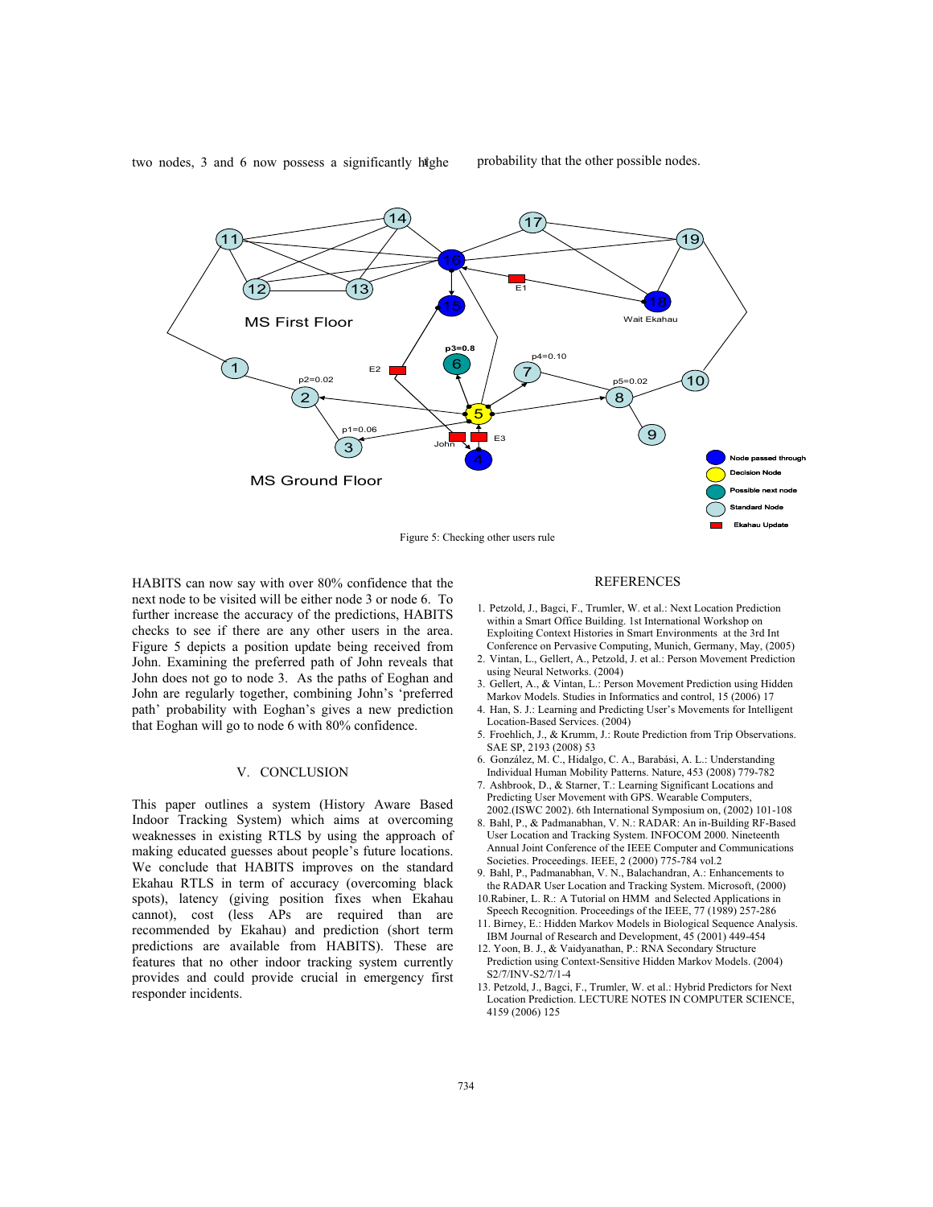two nodes, 3 and 6 now possess a significantly higher probability that the other possible nodes.

MS First Floor

MS Ground Floor

p3=0.8

p4=0.10

p2=0.02

p5=0.02

p1=0.06

E1

E2

E3

John

Wait Ekahau

Node passed through

Decision Node

Possible next node

Standard Node

Ekahau Update

Figure 5: Checking other users rule

HABITS can now say with over 80% confidence that the next node to be visited will be either node 3 or node 6. To further increase the accuracy of the predictions, HABITS checks to see if there are any other users in the area. Figure 5 depicts a position update being received from John. Examining the preferred path of John reveals that John does not go to node 3. As the paths of Eoghan and John are regularly together, combining John's 'preferred path' probability with Eoghan's gives a new prediction that Eoghan will go to node 6 with 80% confidence.

## V. CONCLUSION

This paper outlines a system (History Aware Based Indoor Tracking System) which aims at overcoming weaknesses in existing RTLS by using the approach of making educated guesses about people's future locations. We conclude that HABITS improves on the standard Ekahau RTLS in term of accuracy (overcoming black spots), latency (giving position fixes when Ekahau cannot), cost (less APs are required than are recommended by Ekahau) and prediction (short term predictions are available from HABITS). These are features that no other indoor tracking system currently provides and could provide crucial in emergency first responder incidents.

## REFERENCES

1. Petzold, J., Bagci, F., Trumler, W. et al.: Next Location Prediction within a Smart Office Building. 1st International Workshop on Exploiting Context Histories in Smart Environments at the 3rd Int Conference on Pervasive Computing, Munich, Germany, May, (2005)
2. Vintan, L., Gellert, A., Petzold, J. et al.: Person Movement Prediction using Neural Networks. (2004)
3. Gellert, A., & Vintan, L.: Person Movement Prediction using Hidden Markov Models. Studies in Informatics and control, 15 (2006) 17
4. Han, S. J.: Learning and Predicting User's Movements for Intelligent Location-Based Services. (2004)
5. Froehlich, J., & Krumm, J.: Route Prediction from Trip Observations. SAE SP, 2193 (2008) 53
6. González, M. C., Hidalgo, C. A., Barabási, A. L.: Understanding Individual Human Mobility Patterns. Nature, 453 (2008) 779-782
7. Ashbrook, D., & Starner, T.: Learning Significant Locations and Predicting User Movement with GPS. Wearable Computers, 2002.(ISWC 2002). 6th International Symposium on, (2002) 101-108
8. Bahl, P., & Padmanabhan, V. N.: RADAR: An in-Building RF-Based User Location and Tracking System. INFOCOM 2000. Nineteenth Annual Joint Conference of the IEEE Computer and Communications Societies. Proceedings. IEEE, 2 (2000) 775-784 vol.2
9. Bahl, P., Padmanabhan, V. N., Balachandran, A.: Enhancements to the RADAR User Location and Tracking System. Microsoft, (2000)
10. Rabiner, L. R.: A Tutorial on HMM and Selected Applications in Speech Recognition. Proceedings of the IEEE, 77 (1989) 257-286
11. Birney, E.: Hidden Markov Models in Biological Sequence Analysis. IBM Journal of Research and Development, 45 (2001) 449-454
12. Yoon, B. J., & Vaidyanathan, P.: RNA Secondary Structure Prediction using Context-Sensitive Hidden Markov Models. (2004) S2/7/INV-S2/7/1-4
13. Petzold, J., Bagci, F., Trumler, W. et al.: Hybrid Predictors for Next Location Prediction. LECTURE NOTES IN COMPUTER SCIENCE, 4159 (2006) 125